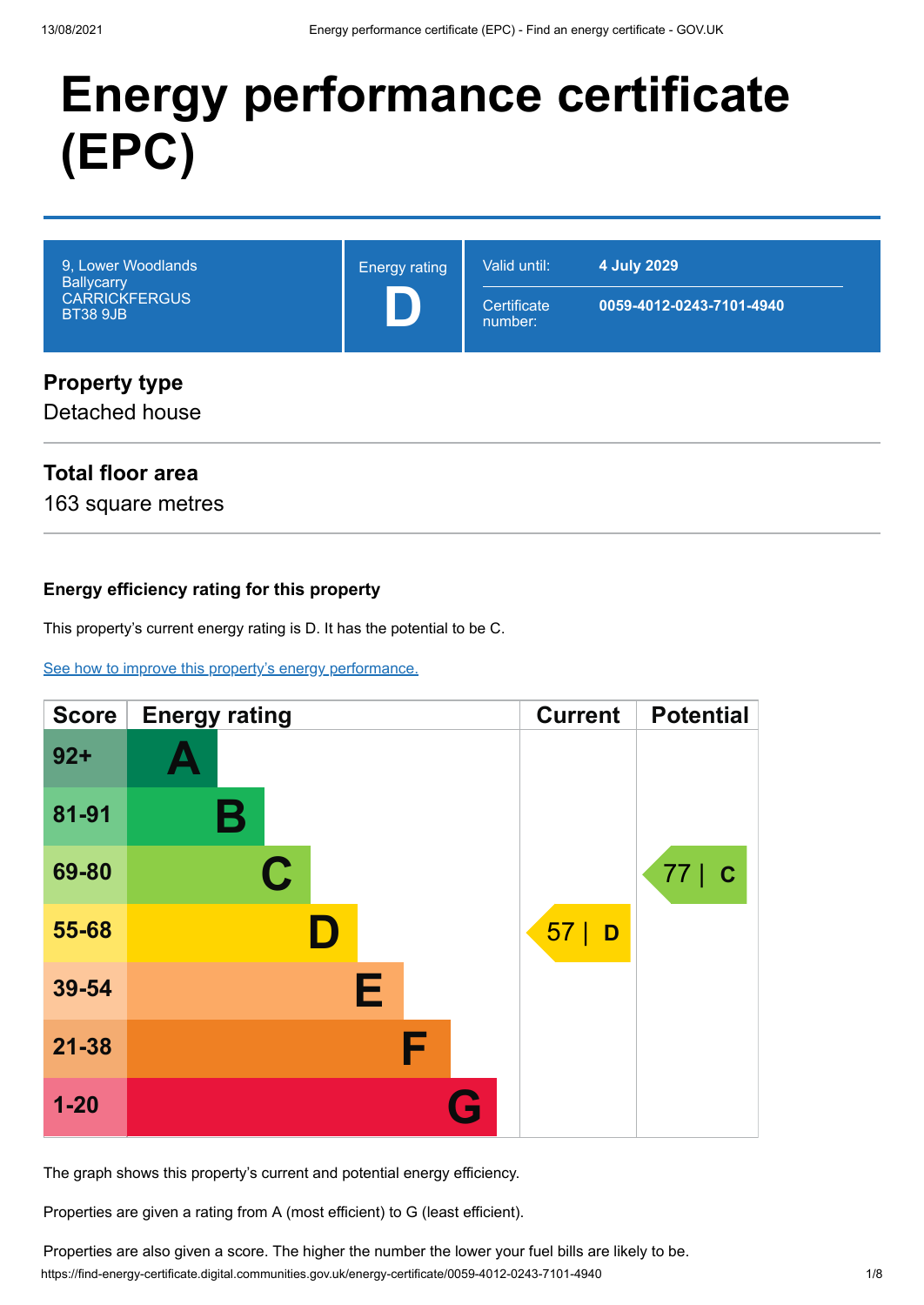# Energy performance certificate (EPC)

9, Lower Woodlands
Ballycarry
CARRICKFERGUS
BT38 9JB

Energy rating
**D**

Valid until: **4 July 2029**

Certificate number: **0059-4012-0243-7101-4940**

## Property type

Detached house

## Total floor area

163 square metres

### Energy efficiency rating for this property

This property's current energy rating is D. It has the potential to be C.

[See how to improve this property's energy performance.](#)

Score
Energy rating
Current
Potential

92+ A
81-91 B
69-80 C
55-68 D
39-54 E
21-38 F
1-20 G

57 | D
77 | C

The graph shows this property's current and potential energy efficiency.

Properties are given a rating from A (most efficient) to G (least efficient).

Properties are also given a score. The higher the number the lower your fuel bills are likely to be.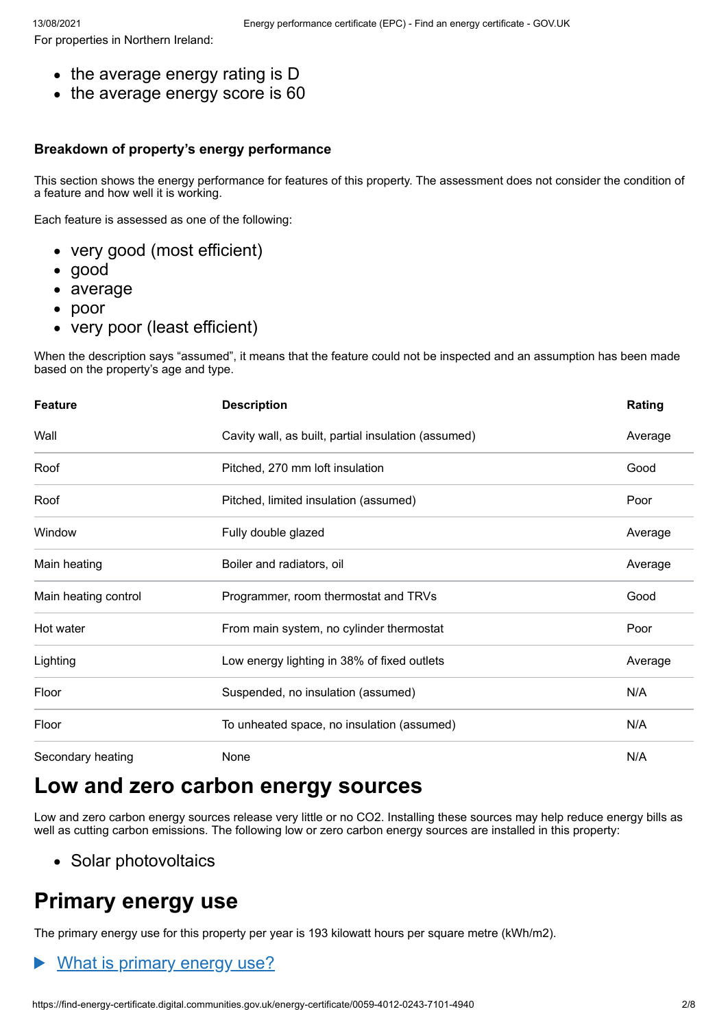For properties in Northern Ireland:

- the average energy rating is D
- the average energy score is 60

### Breakdown of property's energy performance

This section shows the energy performance for features of this property. The assessment does not consider the condition of a feature and how well it is working.

Each feature is assessed as one of the following:

- very good (most efficient)
- good
- average
- poor
- very poor (least efficient)

When the description says "assumed", it means that the feature could not be inspected and an assumption has been made based on the property's age and type.

| Feature | Description | Rating |
|---|---|---|
| Wall | Cavity wall, as built, partial insulation (assumed) | Average |
| Roof | Pitched, 270 mm loft insulation | Good |
| Roof | Pitched, limited insulation (assumed) | Poor |
| Window | Fully double glazed | Average |
| Main heating | Boiler and radiators, oil | Average |
| Main heating control | Programmer, room thermostat and TRVs | Good |
| Hot water | From main system, no cylinder thermostat | Poor |
| Lighting | Low energy lighting in 38% of fixed outlets | Average |
| Floor | Suspended, no insulation (assumed) | N/A |
| Floor | To unheated space, no insulation (assumed) | N/A |
| Secondary heating | None | N/A |

## Low and zero carbon energy sources

Low and zero carbon energy sources release very little or no CO2. Installing these sources may help reduce energy bills as well as cutting carbon emissions. The following low or zero carbon energy sources are installed in this property:

- Solar photovoltaics

## Primary energy use

The primary energy use for this property per year is 193 kilowatt hours per square metre (kWh/m2).

▶ What is primary energy use?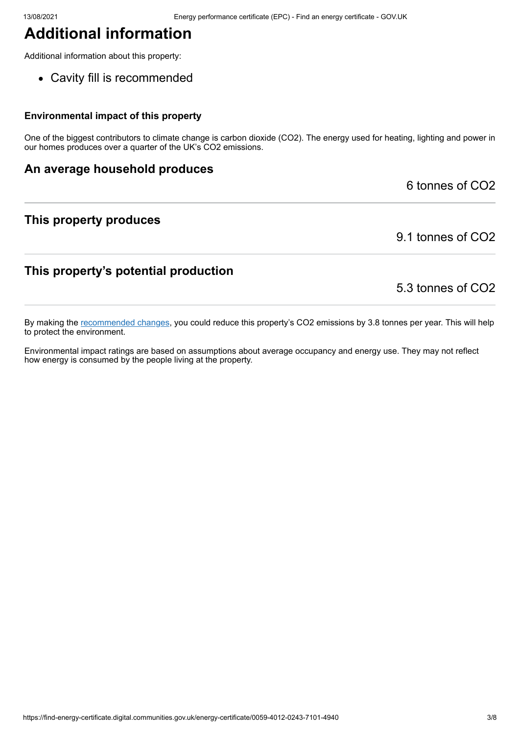# Additional information

Additional information about this property:

- Cavity fill is recommended

**Environmental impact of this property**

One of the biggest contributors to climate change is carbon dioxide ($CO_2$). The energy used for heating, lighting and power in our homes produces over a quarter of the UK's $CO_2$ emissions.

## An average household produces

6 tonnes of $CO_2$

## This property produces

9.1 tonnes of $CO_2$

## This property's potential production

5.3 tonnes of $CO_2$

By making the recommended changes, you could reduce this property's $CO_2$ emissions by 3.8 tonnes per year. This will help to protect the environment.

Environmental impact ratings are based on assumptions about average occupancy and energy use. They may not reflect how energy is consumed by the people living at the property.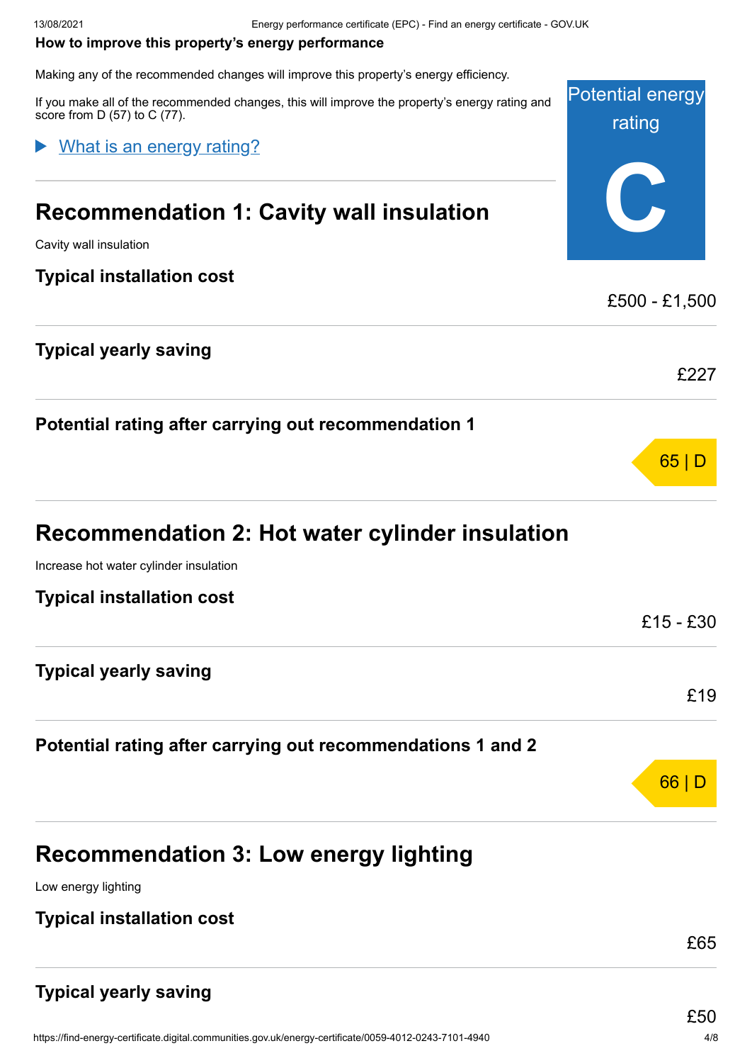**How to improve this property's energy performance**

Making any of the recommended changes will improve this property's energy efficiency.

If you make all of the recommended changes, this will improve the property's energy rating and score from D (57) to C (77).

Potential energy rating

C

What is an energy rating?

## Recommendation 1: Cavity wall insulation

Cavity wall insulation

**Typical installation cost**

£500 - £1,500

**Typical yearly saving**

£227

**Potential rating after carrying out recommendation 1**

65 | D

## Recommendation 2: Hot water cylinder insulation

Increase hot water cylinder insulation

**Typical installation cost**

£15 - £30

**Typical yearly saving**

£19

**Potential rating after carrying out recommendations 1 and 2**

66 | D

## Recommendation 3: Low energy lighting

Low energy lighting

**Typical installation cost**

£65

**Typical yearly saving**

£50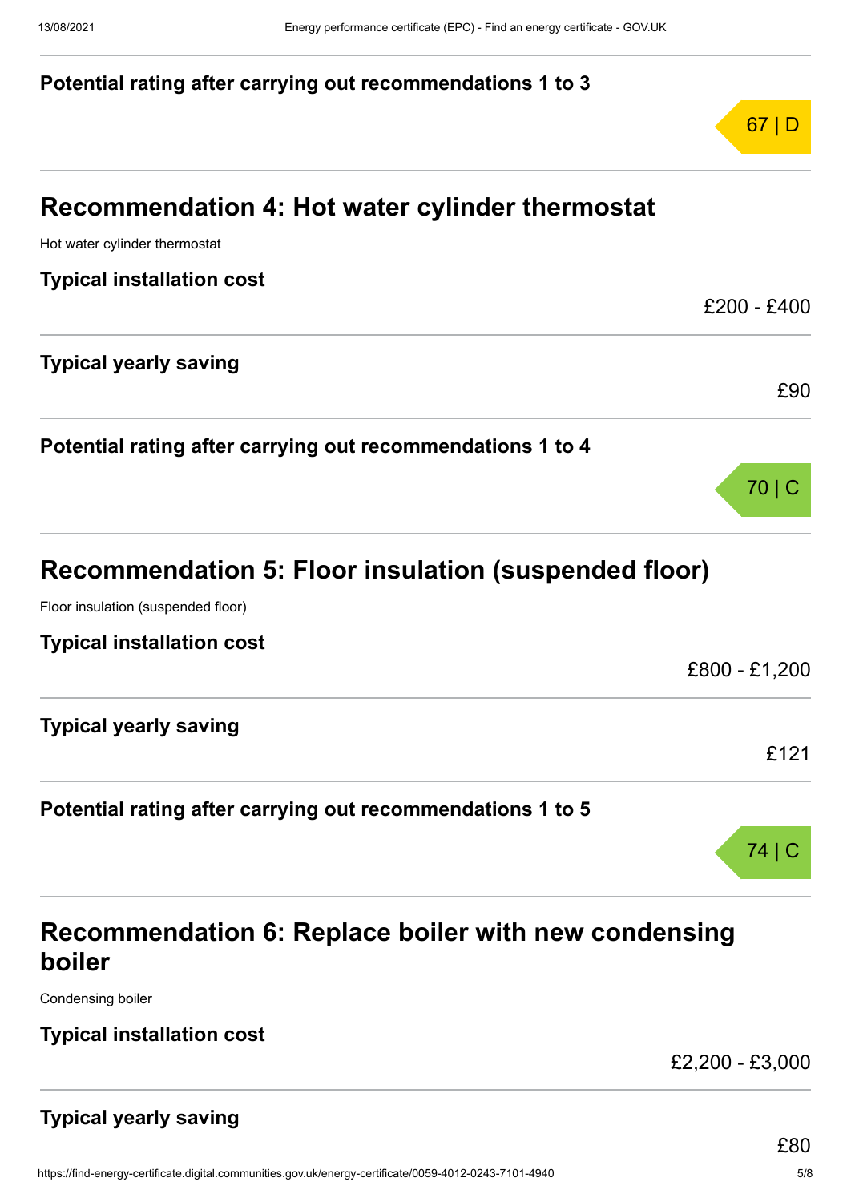**Potential rating after carrying out recommendations 1 to 3**

67 | D

## Recommendation 4: Hot water cylinder thermostat

Hot water cylinder thermostat

**Typical installation cost**

£200 - £400

**Typical yearly saving**

£90

**Potential rating after carrying out recommendations 1 to 4**

70 | C

## Recommendation 5: Floor insulation (suspended floor)

Floor insulation (suspended floor)

**Typical installation cost**

£800 - £1,200

**Typical yearly saving**

£121

**Potential rating after carrying out recommendations 1 to 5**

74 | C

## Recommendation 6: Replace boiler with new condensing boiler

Condensing boiler

**Typical installation cost**

£2,200 - £3,000

**Typical yearly saving**

£80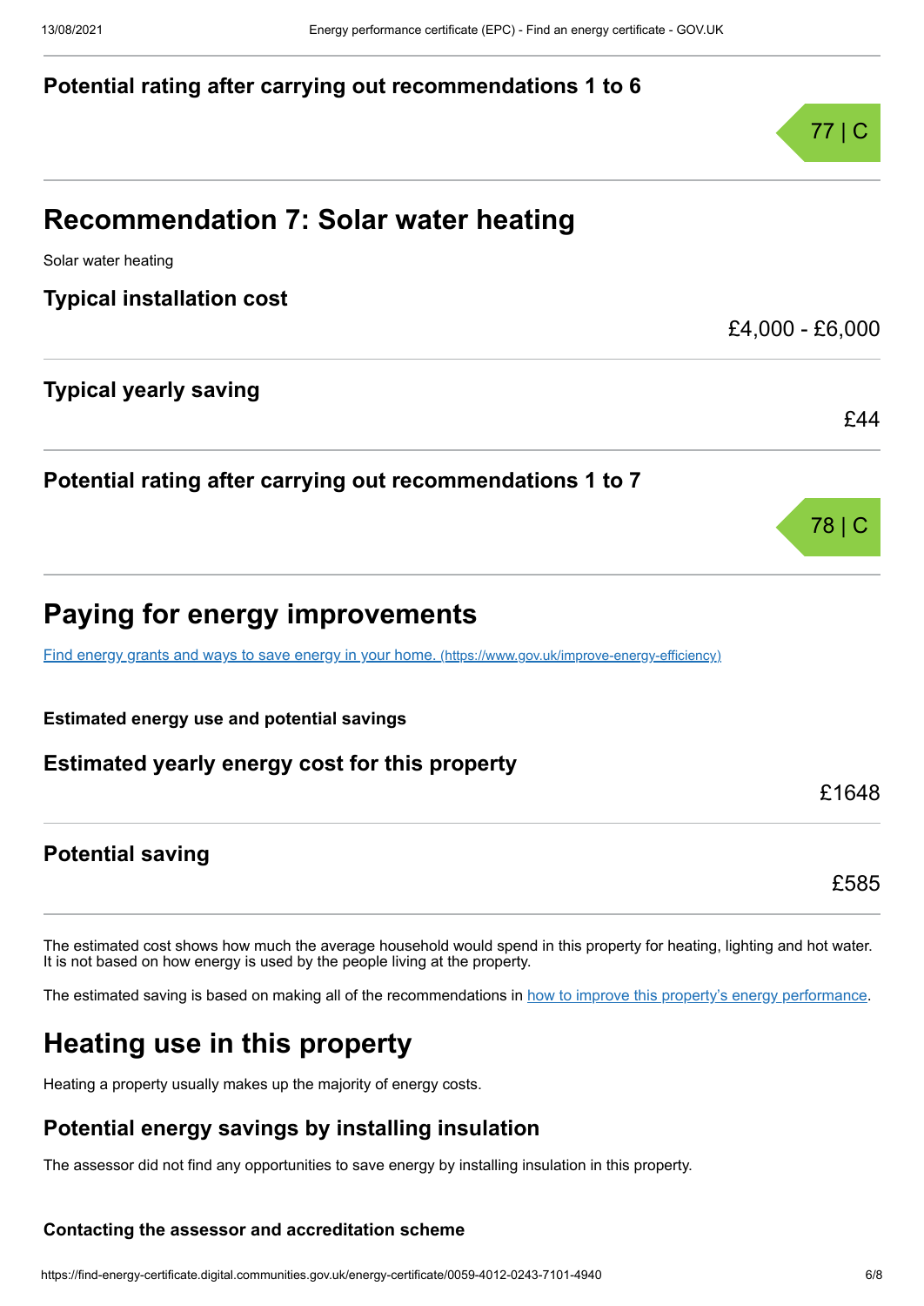### Potential rating after carrying out recommendations 1 to 6

77 | C

## Recommendation 7: Solar water heating

Solar water heating

### Typical installation cost

£4,000 - £6,000

### Typical yearly saving

£44

### Potential rating after carrying out recommendations 1 to 7

78 | C

## Paying for energy improvements

[Find energy grants and ways to save energy in your home. (https://www.gov.uk/improve-energy-efficiency)](https://www.gov.uk/improve-energy-efficiency)

**Estimated energy use and potential savings**

### Estimated yearly energy cost for this property

£1648

### Potential saving

£585

The estimated cost shows how much the average household would spend in this property for heating, lighting and hot water. It is not based on how energy is used by the people living at the property.

The estimated saving is based on making all of the recommendations in how to improve this property's energy performance.

## Heating use in this property

Heating a property usually makes up the majority of energy costs.

### Potential energy savings by installing insulation

The assessor did not find any opportunities to save energy by installing insulation in this property.

**Contacting the assessor and accreditation scheme**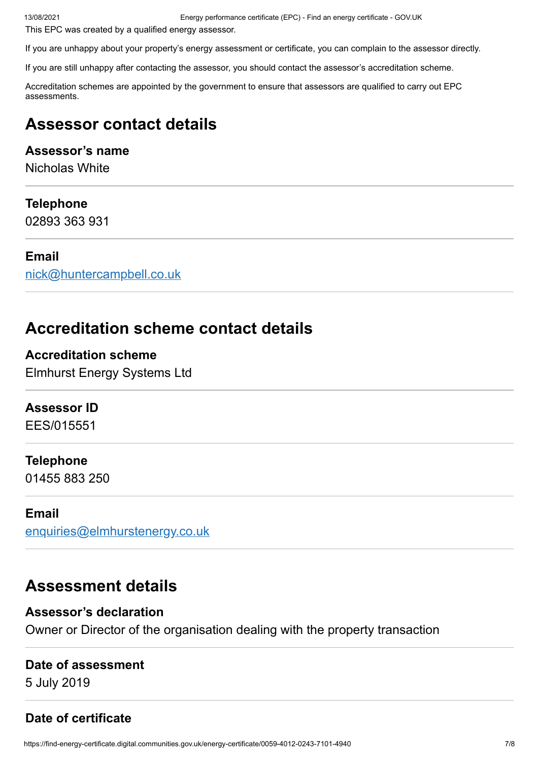This EPC was created by a qualified energy assessor.

If you are unhappy about your property's energy assessment or certificate, you can complain to the assessor directly.

If you are still unhappy after contacting the assessor, you should contact the assessor's accreditation scheme.

Accreditation schemes are appointed by the government to ensure that assessors are qualified to carry out EPC assessments.

## Assessor contact details

### Assessor's name

Nicholas White

### Telephone

02893 363 931

### Email

nick@huntercampbell.co.uk

## Accreditation scheme contact details

### Accreditation scheme

Elmhurst Energy Systems Ltd

### Assessor ID

EES/015551

### Telephone

01455 883 250

### Email

enquiries@elmhurstenergy.co.uk

## Assessment details

### Assessor's declaration

Owner or Director of the organisation dealing with the property transaction

### Date of assessment

5 July 2019

### Date of certificate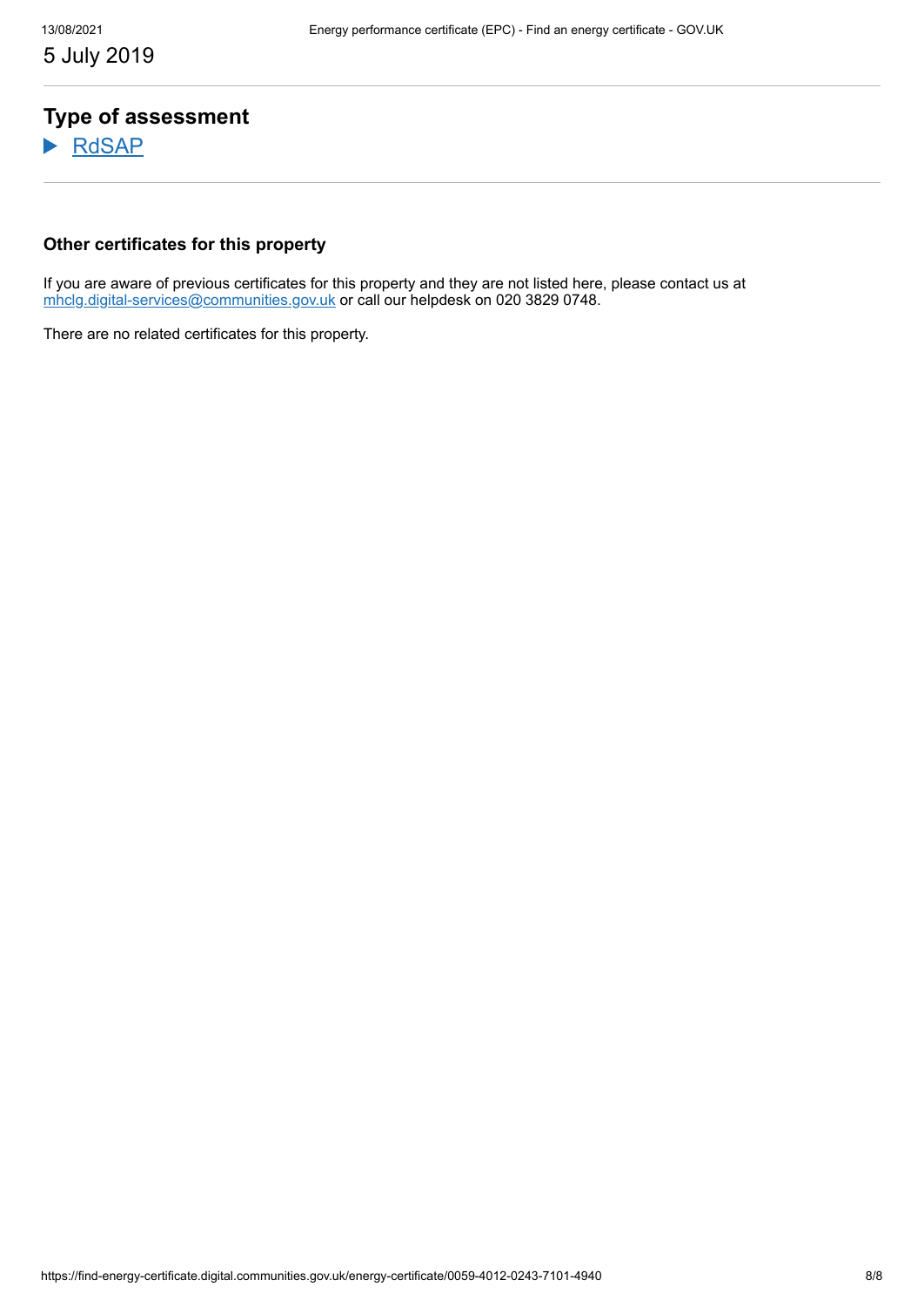5 July 2019

## Type of assessment

▶ RdSAP

### Other certificates for this property

If you are aware of previous certificates for this property and they are not listed here, please contact us at mhclg.digital-services@communities.gov.uk or call our helpdesk on 020 3829 0748.

There are no related certificates for this property.